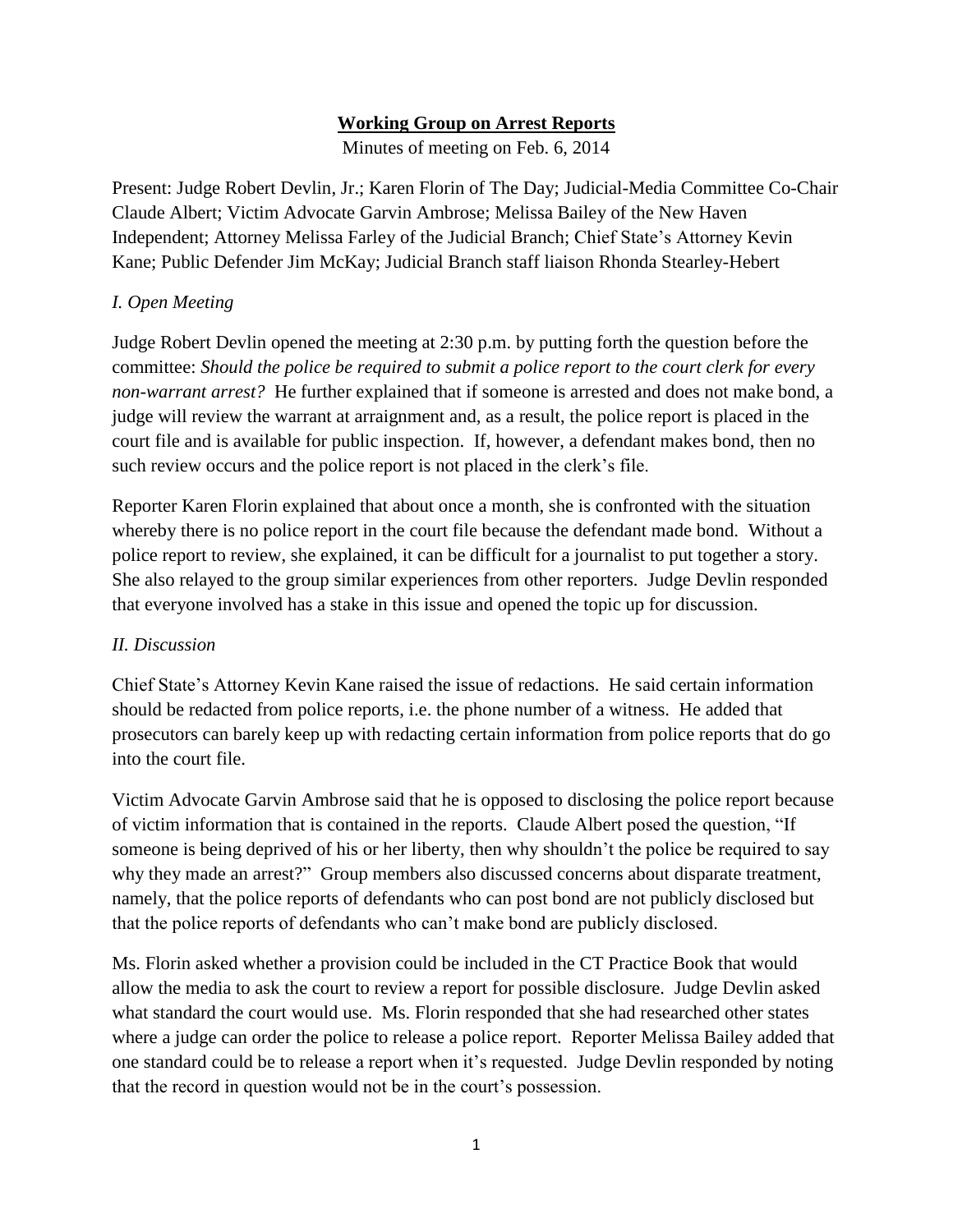# **Working Group on Arrest Reports**

Minutes of meeting on Feb. 6, 2014

Present: Judge Robert Devlin, Jr.; Karen Florin of The Day; Judicial-Media Committee Co-Chair Claude Albert; Victim Advocate Garvin Ambrose; Melissa Bailey of the New Haven Independent; Attorney Melissa Farley of the Judicial Branch; Chief State's Attorney Kevin Kane; Public Defender Jim McKay; Judicial Branch staff liaison Rhonda Stearley-Hebert

## *I. Open Meeting*

Judge Robert Devlin opened the meeting at 2:30 p.m. by putting forth the question before the committee: *Should the police be required to submit a police report to the court clerk for every non-warrant arrest?* He further explained that if someone is arrested and does not make bond, a judge will review the warrant at arraignment and, as a result, the police report is placed in the court file and is available for public inspection. If, however, a defendant makes bond, then no such review occurs and the police report is not placed in the clerk's file.

Reporter Karen Florin explained that about once a month, she is confronted with the situation whereby there is no police report in the court file because the defendant made bond. Without a police report to review, she explained, it can be difficult for a journalist to put together a story. She also relayed to the group similar experiences from other reporters. Judge Devlin responded that everyone involved has a stake in this issue and opened the topic up for discussion.

## *II. Discussion*

Chief State's Attorney Kevin Kane raised the issue of redactions. He said certain information should be redacted from police reports, i.e. the phone number of a witness. He added that prosecutors can barely keep up with redacting certain information from police reports that do go into the court file.

Victim Advocate Garvin Ambrose said that he is opposed to disclosing the police report because of victim information that is contained in the reports. Claude Albert posed the question, "If someone is being deprived of his or her liberty, then why shouldn't the police be required to say why they made an arrest?" Group members also discussed concerns about disparate treatment, namely, that the police reports of defendants who can post bond are not publicly disclosed but that the police reports of defendants who can't make bond are publicly disclosed.

Ms. Florin asked whether a provision could be included in the CT Practice Book that would allow the media to ask the court to review a report for possible disclosure. Judge Devlin asked what standard the court would use. Ms. Florin responded that she had researched other states where a judge can order the police to release a police report. Reporter Melissa Bailey added that one standard could be to release a report when it's requested. Judge Devlin responded by noting that the record in question would not be in the court's possession.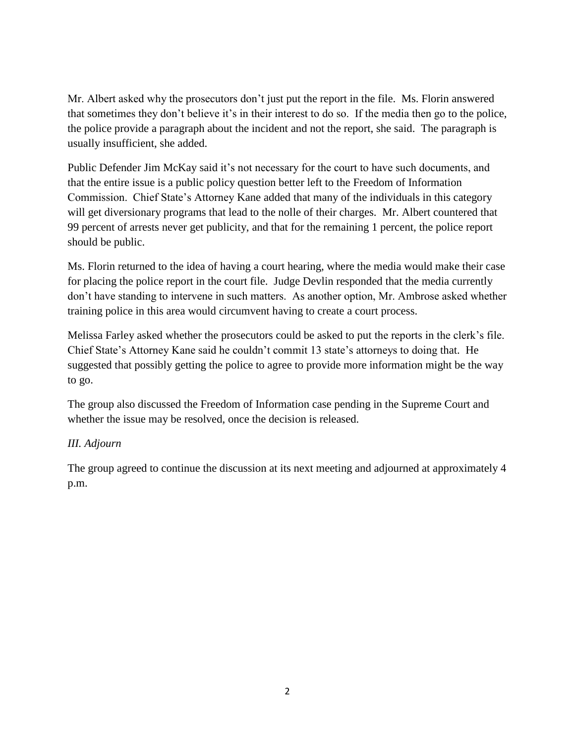Mr. Albert asked why the prosecutors don't just put the report in the file. Ms. Florin answered that sometimes they don't believe it's in their interest to do so. If the media then go to the police, the police provide a paragraph about the incident and not the report, she said. The paragraph is usually insufficient, she added.

Public Defender Jim McKay said it's not necessary for the court to have such documents, and that the entire issue is a public policy question better left to the Freedom of Information Commission. Chief State's Attorney Kane added that many of the individuals in this category will get diversionary programs that lead to the nolle of their charges. Mr. Albert countered that 99 percent of arrests never get publicity, and that for the remaining 1 percent, the police report should be public.

Ms. Florin returned to the idea of having a court hearing, where the media would make their case for placing the police report in the court file. Judge Devlin responded that the media currently don't have standing to intervene in such matters. As another option, Mr. Ambrose asked whether training police in this area would circumvent having to create a court process.

Melissa Farley asked whether the prosecutors could be asked to put the reports in the clerk's file. Chief State's Attorney Kane said he couldn't commit 13 state's attorneys to doing that. He suggested that possibly getting the police to agree to provide more information might be the way to go.

The group also discussed the Freedom of Information case pending in the Supreme Court and whether the issue may be resolved, once the decision is released.

*III. Adjourn*

The group agreed to continue the discussion at its next meeting and adjourned at approximately 4 p.m.